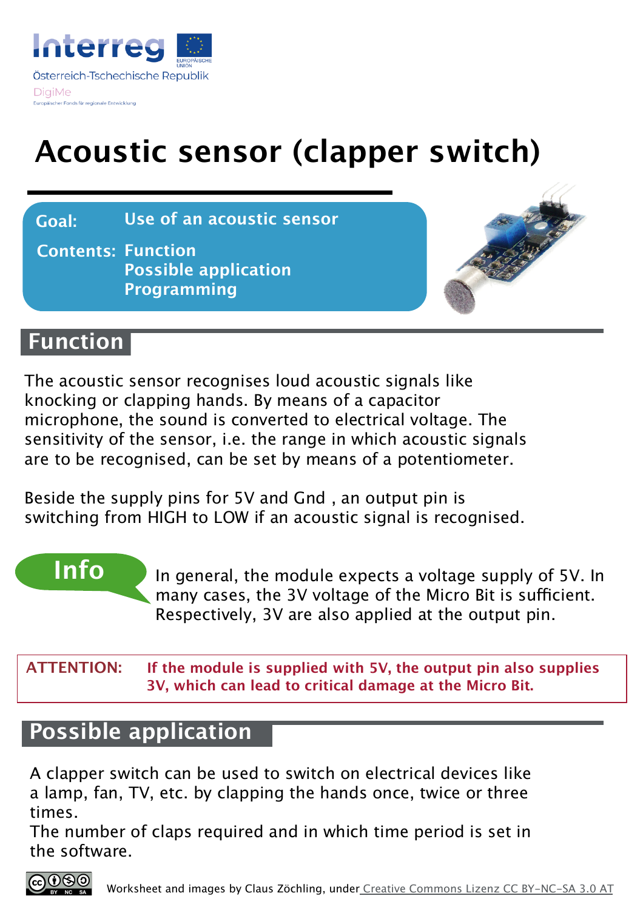Interreg

Österreich-Tschechische Republik

DigiMe

Europäischer Fonds für regionale Entwicklung

# Acoustic sensor (clapper switch)

**Goal:** Use of an acoustic sensor

**Contents:** Function
Possible application
Programming

## Function

The acoustic sensor recognises loud acoustic signals like knocking or clapping hands. By means of a capacitor microphone, the sound is converted to electrical voltage. The sensitivity of the sensor, i.e. the range in which acoustic signals are to be recognised, can be set by means of a potentiometer.

Beside the supply pins for 5V and Gnd , an output pin is switching from HIGH to LOW if an acoustic signal is recognised.

**Info**

In general, the module expects a voltage supply of 5V. In many cases, the 3V voltage of the Micro Bit is sufficient. Respectively, 3V are also applied at the output pin.

**ATTENTION:** **If the module is supplied with 5V, the output pin also supplies 3V, which can lead to critical damage at the Micro Bit.**

## Possible application

A clapper switch can be used to switch on electrical devices like a lamp, fan, TV, etc. by clapping the hands once, twice or three times.
The number of claps required and in which time period is set in the software.

Worksheet and images by Claus Zöchling, under Creative Commons Lizenz CC BY-NC-SA 3.0 AT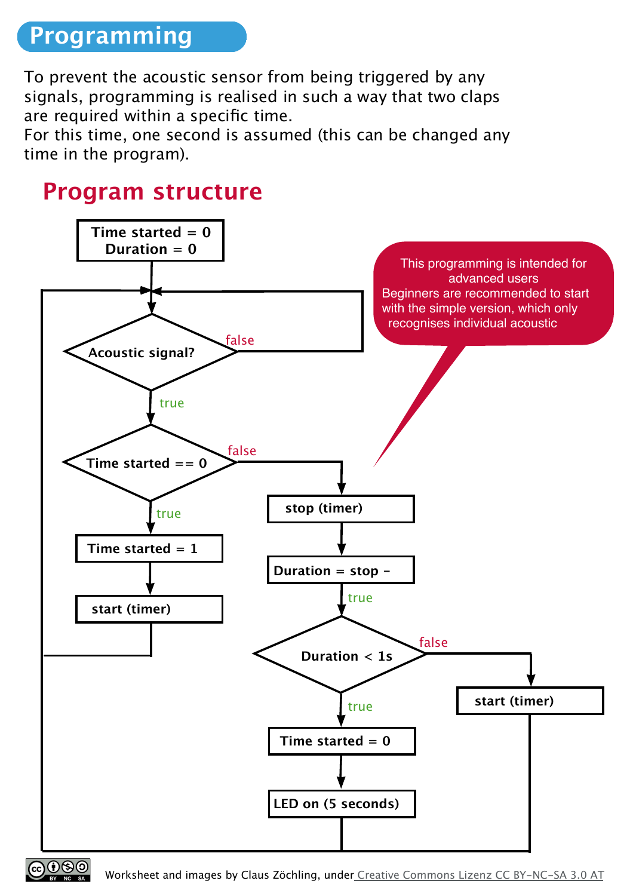# Programming

To prevent the acoustic sensor from being triggered by any signals, programming is realised in such a way that two claps are required within a specific time.
For this time, one second is assumed (this can be changed any time in the program).

## Program structure

Time started = 0
Duration = 0

Acoustic signal?

false

true

Time started == 0

false

true

Time started = 1

start (timer)

stop (timer)

Duration = stop –

true

Duration < 1s

false

true

start (timer)

Time started = 0

LED on (5 seconds)

This programming is intended for advanced users
Beginners are recommended to start with the simple version, which only recognises individual acoustic

Worksheet and images by Claus Zöchling, under Creative Commons Lizenz CC BY-NC-SA 3.0 AT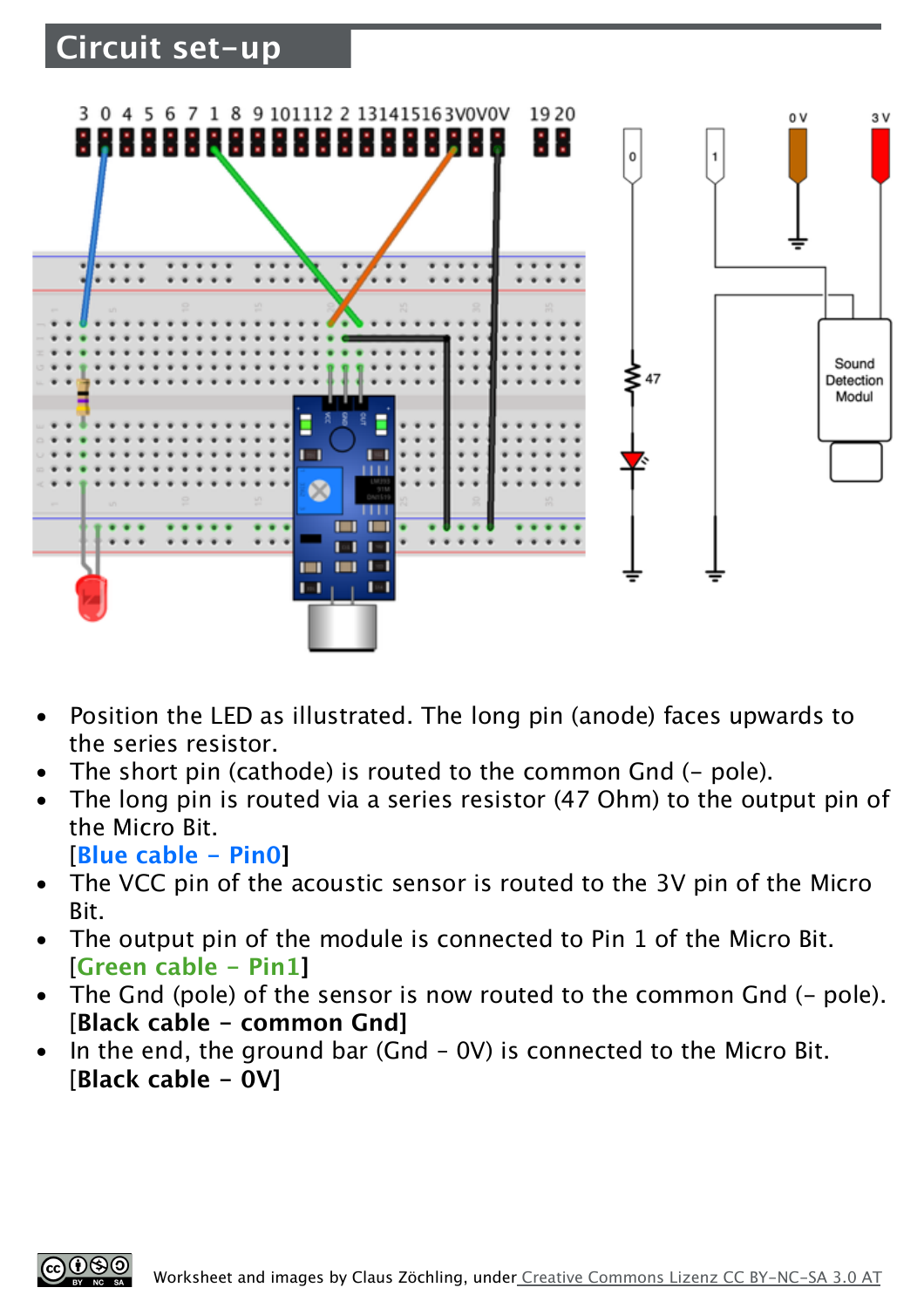## Circuit set-up

- Position the LED as illustrated. The long pin (anode) faces upwards to the series resistor.
- The short pin (cathode) is routed to the common Gnd (– pole).
- The long pin is routed via a series resistor (47 Ohm) to the output pin of the Micro Bit.
  [Blue cable – Pin0]
- The VCC pin of the acoustic sensor is routed to the 3V pin of the Micro Bit.
- The output pin of the module is connected to Pin 1 of the Micro Bit.
  [Green cable – Pin1]
- The Gnd (pole) of the sensor is now routed to the common Gnd (– pole).
  [**Black cable – common Gnd**]
- In the end, the ground bar (Gnd – 0V) is connected to the Micro Bit.
  [**Black cable – 0V**]

Worksheet and images by Claus Zöchling, under Creative Commons Lizenz CC BY-NC-SA 3.0 AT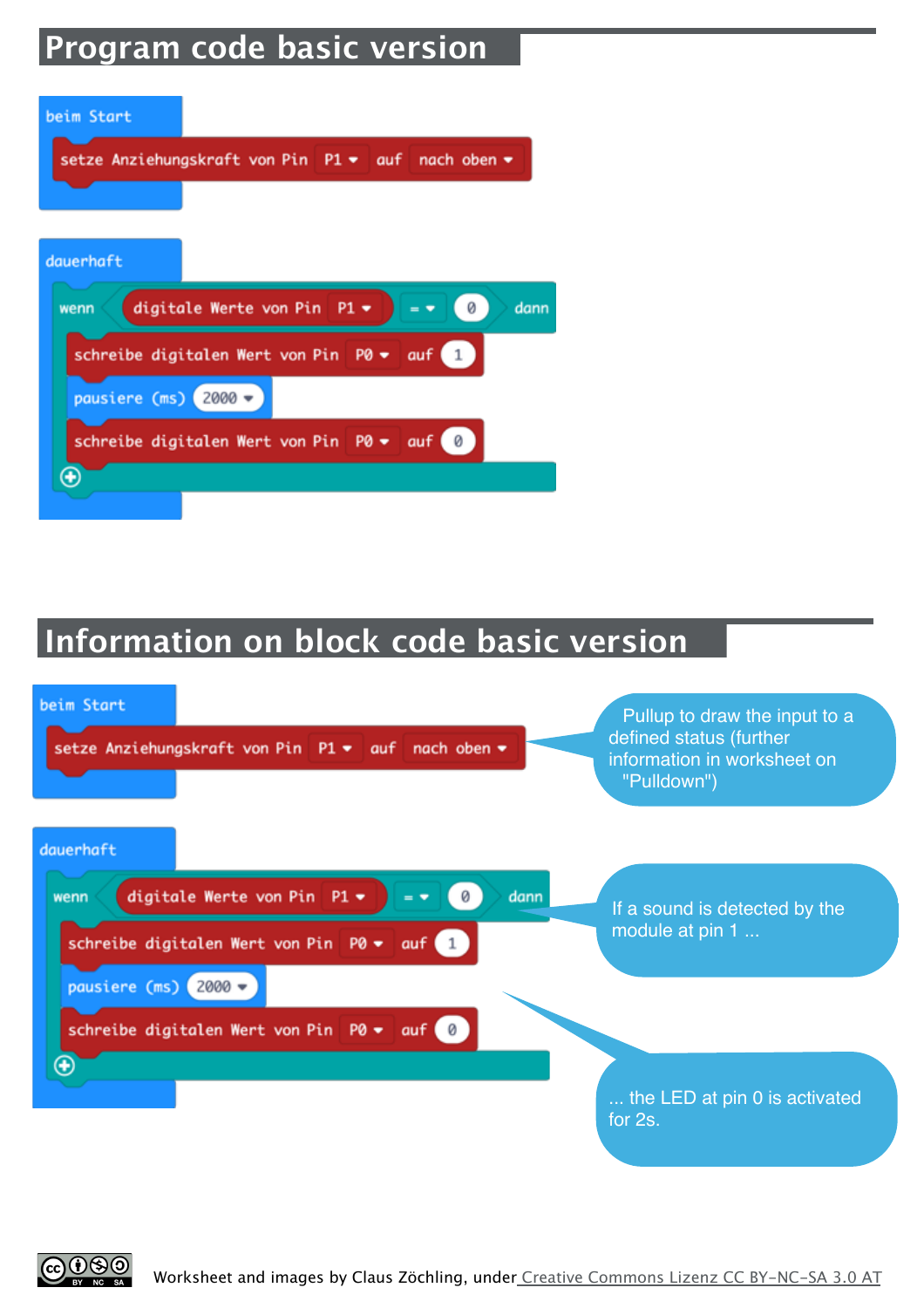# Program code basic version

```
beim Start
  setze Anziehungskraft von Pin P1 auf nach oben

dauerhaft
  wenn digitale Werte von Pin P1 = 0 dann
    schreibe digitalen Wert von Pin P0 auf 1
    pausiere (ms) 2000
    schreibe digitalen Wert von Pin P0 auf 0
```

# Information on block code basic version

```
beim Start
  setze Anziehungskraft von Pin P1 auf nach oben

dauerhaft
  wenn digitale Werte von Pin P1 = 0 dann
    schreibe digitalen Wert von Pin P0 auf 1
    pausiere (ms) 2000
    schreibe digitalen Wert von Pin P0 auf 0
```

Pullup to draw the input to a defined status (further information in worksheet on "Pulldown")

If a sound is detected by the module at pin 1 ...

... the LED at pin 0 is activated for 2s.

Worksheet and images by Claus Zöchling, under Creative Commons Lizenz CC BY-NC-SA 3.0 AT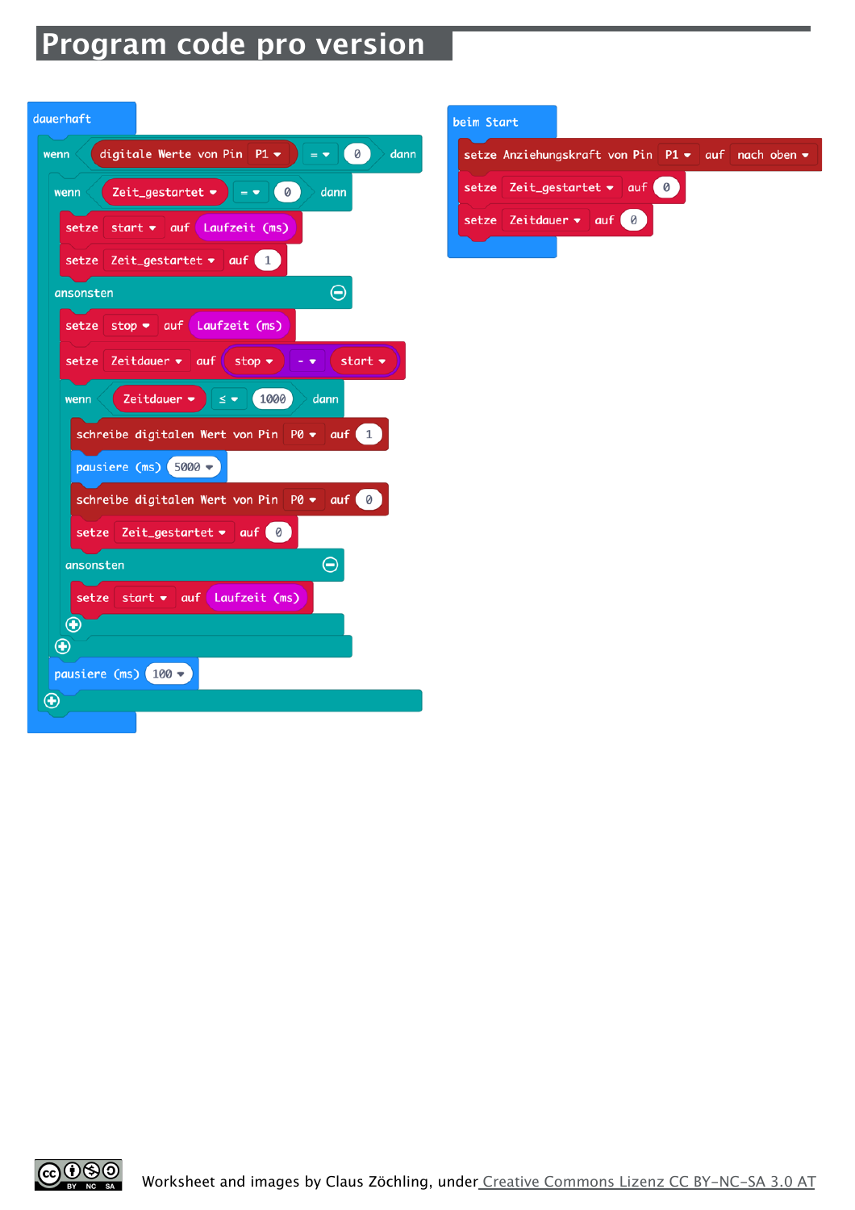# Program code pro version

```
dauerhaft
  wenn digitale Werte von Pin P1 = 0 dann
    wenn Zeit_gestartet = 0 dann
      setze start auf Laufzeit (ms)
      setze Zeit_gestartet auf 1
    ansonsten
      setze stop auf Laufzeit (ms)
      setze Zeitdauer auf stop - start
      wenn Zeitdauer ≤ 1000 dann
        schreibe digitalen Wert von Pin P0 auf 1
        pausiere (ms) 5000
        schreibe digitalen Wert von Pin P0 auf 0
        setze Zeit_gestartet auf 0
      ansonsten
        setze start auf Laufzeit (ms)
  pausiere (ms) 100
```

```
beim Start
  setze Anziehungskraft von Pin P1 auf nach oben
  setze Zeit_gestartet auf 0
  setze Zeitdauer auf 0
```

Worksheet and images by Claus Zöchling, under Creative Commons Lizenz CC BY-NC-SA 3.0 AT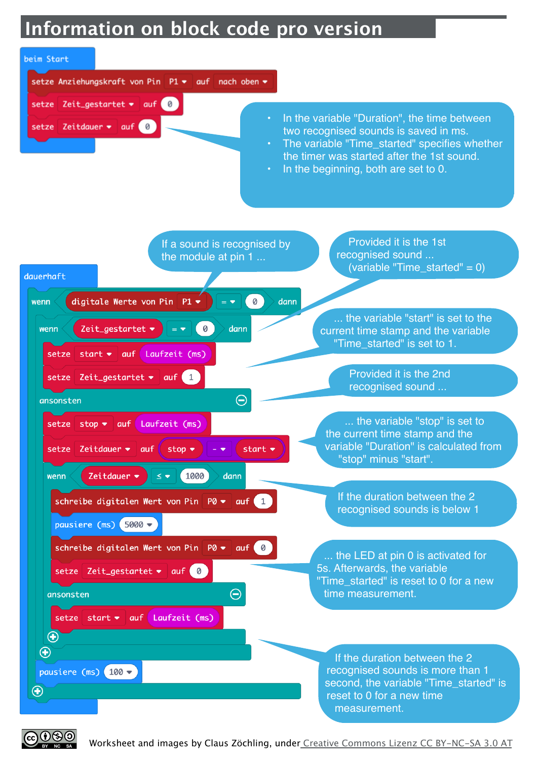# Information on block code pro version

```
beim Start
  setze Anziehungskraft von Pin P1 auf nach oben
  setze Zeit_gestartet auf 0
  setze Zeitdauer auf 0
```

- In the variable "Duration", the time between two recognised sounds is saved in ms.
- The variable "Time_started" specifies whether the timer was started after the 1st sound.
- In the beginning, both are set to 0.

```
dauerhaft
  wenn digitale Werte von Pin P1 = 0 dann
    wenn Zeit_gestartet = 0 dann
      setze start auf Laufzeit (ms)
      setze Zeit_gestartet auf 1
    ansonsten
      setze stop auf Laufzeit (ms)
      setze Zeitdauer auf stop - start
      wenn Zeitdauer ≤ 1000 dann
        schreibe digitalen Wert von Pin P0 auf 1
        pausiere (ms) 5000
        schreibe digitalen Wert von Pin P0 auf 0
        setze Zeit_gestartet auf 0
      ansonsten
        setze start auf Laufzeit (ms)
  pausiere (ms) 100
```

If a sound is recognised by the module at pin 1 ...

Provided it is the 1st recognised sound ... (variable "Time_started" = 0)

... the variable "start" is set to the current time stamp and the variable "Time_started" is set to 1.

Provided it is the 2nd recognised sound ...

... the variable "stop" is set to the current time stamp and the variable "Duration" is calculated from "stop" minus "start".

If the duration between the 2 recognised sounds is below 1

... the LED at pin 0 is activated for 5s. Afterwards, the variable "Time_started" is reset to 0 for a new time measurement.

If the duration between the 2 recognised sounds is more than 1 second, the variable "Time_started" is reset to 0 for a new time measurement.

Worksheet and images by Claus Zöchling, under Creative Commons Lizenz CC BY-NC-SA 3.0 AT